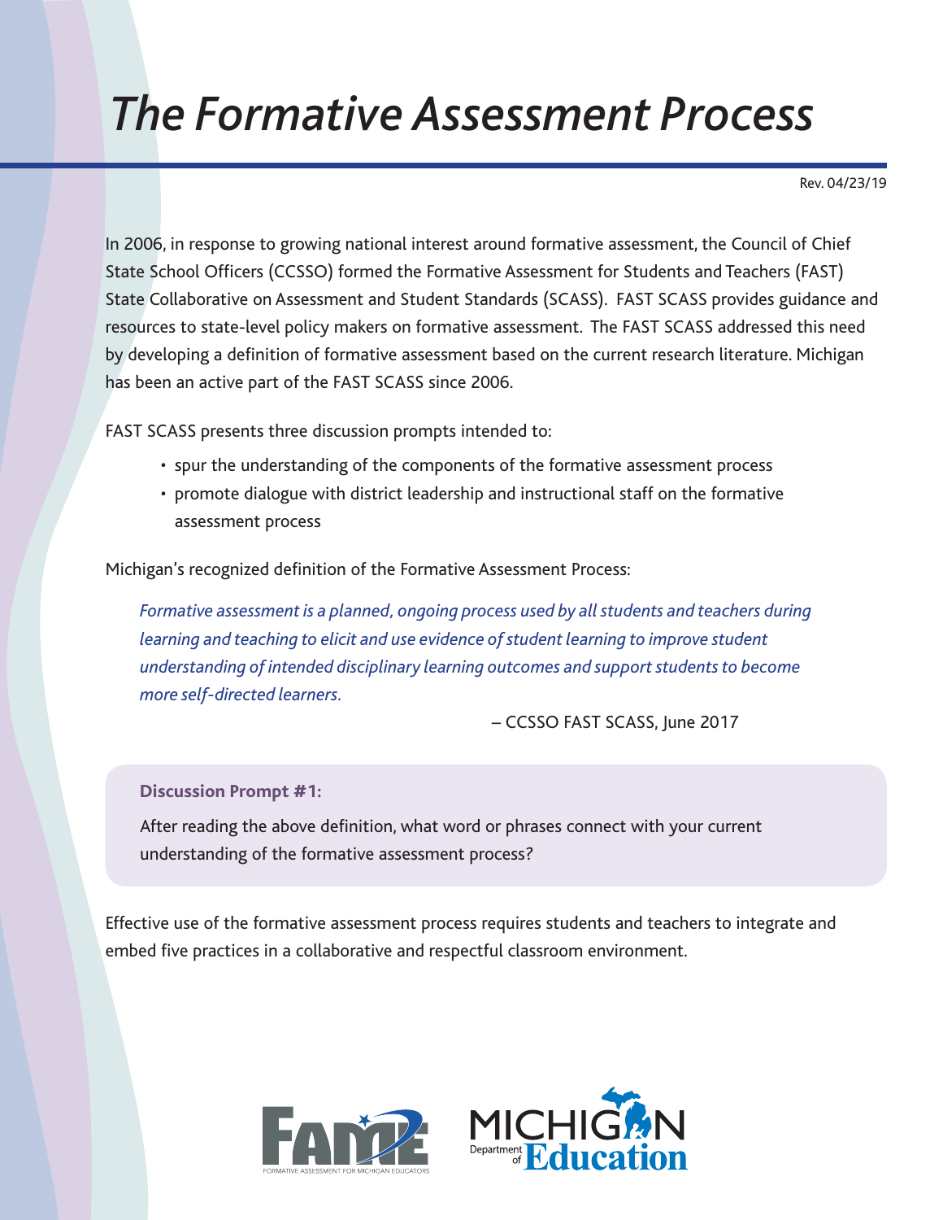# *The Formative Assessment Process*

Rev. 04/23/19

In 2006, in response to growing national interest around formative assessment, the Council of Chief State School Officers (CCSSO) formed the Formative Assessment for Students and Teachers (FAST) State Collaborative on Assessment and Student Standards (SCASS). FAST SCASS provides guidance and resources to state-level policy makers on formative assessment. The FAST SCASS addressed this need by developing a definition of formative assessment based on the current research literature. Michigan has been an active part of the FAST SCASS since 2006.

FAST SCASS presents three discussion prompts intended to:

- spur the understanding of the components of the formative assessment process
- promote dialogue with district leadership and instructional staff on the formative assessment process

Michigan's recognized definition of the Formative Assessment Process:

> *Formative assessment is a planned, ongoing process used by all students and teachers during learning and teaching to elicit and use evidence of student learning to improve student understanding of intended disciplinary learning outcomes and support students to become more self-directed learners.*
>
> – CCSSO FAST SCASS, June 2017

**Discussion Prompt #1:**

After reading the above definition, what word or phrases connect with your current understanding of the formative assessment process?

Effective use of the formative assessment process requires students and teachers to integrate and embed five practices in a collaborative and respectful classroom environment.

FAME – FORMATIVE ASSESSMENT FOR MICHIGAN EDUCATORS

MICHIGAN Department of Education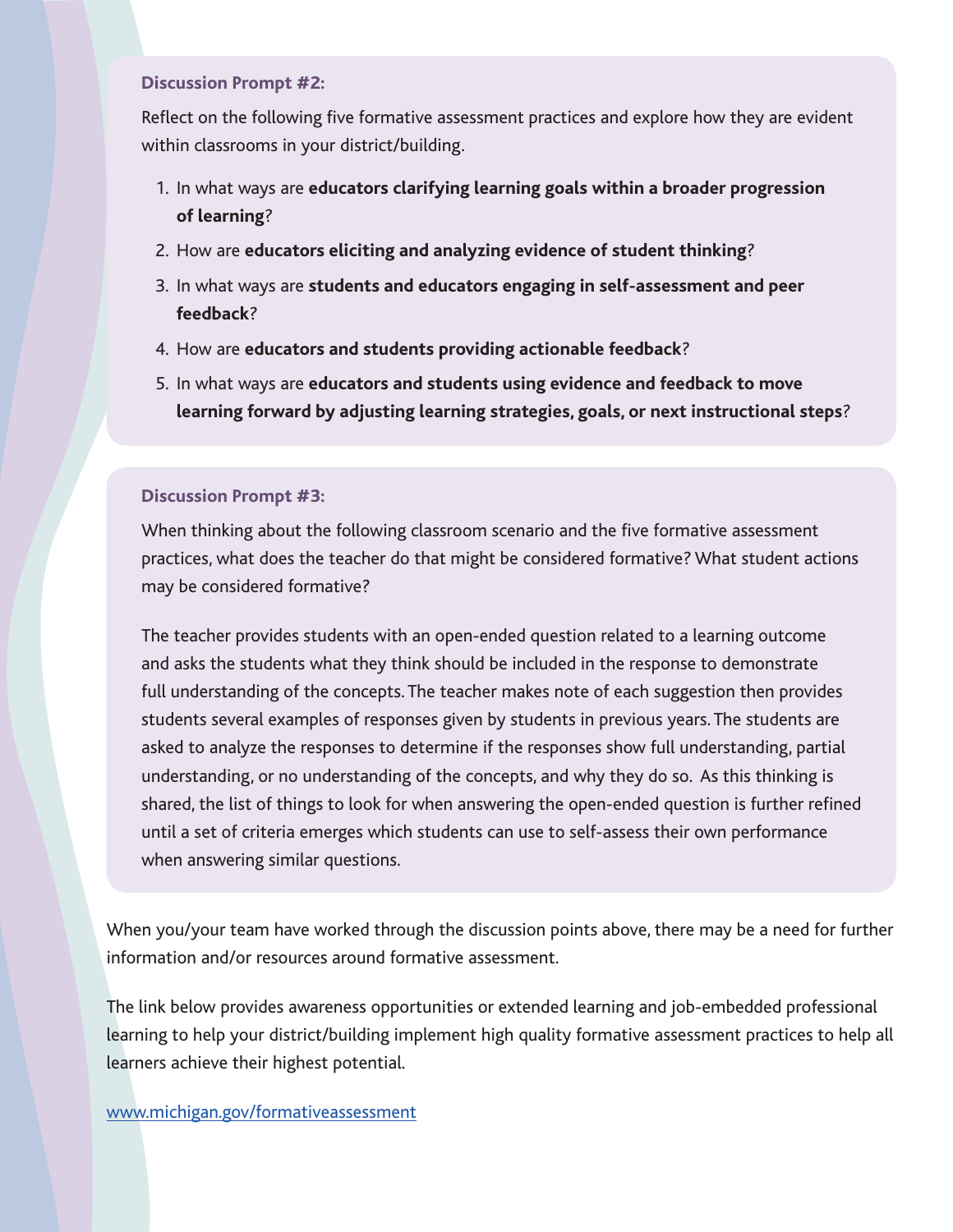**Discussion Prompt #2:**

Reflect on the following five formative assessment practices and explore how they are evident within classrooms in your district/building.

1. In what ways are **educators clarifying learning goals within a broader progression of learning**?
2. How are **educators eliciting and analyzing evidence of student thinking**?
3. In what ways are **students and educators engaging in self-assessment and peer feedback**?
4. How are **educators and students providing actionable feedback**?
5. In what ways are **educators and students using evidence and feedback to move learning forward by adjusting learning strategies, goals, or next instructional steps**?

**Discussion Prompt #3:**

When thinking about the following classroom scenario and the five formative assessment practices, what does the teacher do that might be considered formative? What student actions may be considered formative?

The teacher provides students with an open-ended question related to a learning outcome and asks the students what they think should be included in the response to demonstrate full understanding of the concepts. The teacher makes note of each suggestion then provides students several examples of responses given by students in previous years. The students are asked to analyze the responses to determine if the responses show full understanding, partial understanding, or no understanding of the concepts, and why they do so. As this thinking is shared, the list of things to look for when answering the open-ended question is further refined until a set of criteria emerges which students can use to self-assess their own performance when answering similar questions.

When you/your team have worked through the discussion points above, there may be a need for further information and/or resources around formative assessment.

The link below provides awareness opportunities or extended learning and job-embedded professional learning to help your district/building implement high quality formative assessment practices to help all learners achieve their highest potential.

www.michigan.gov/formativeassessment